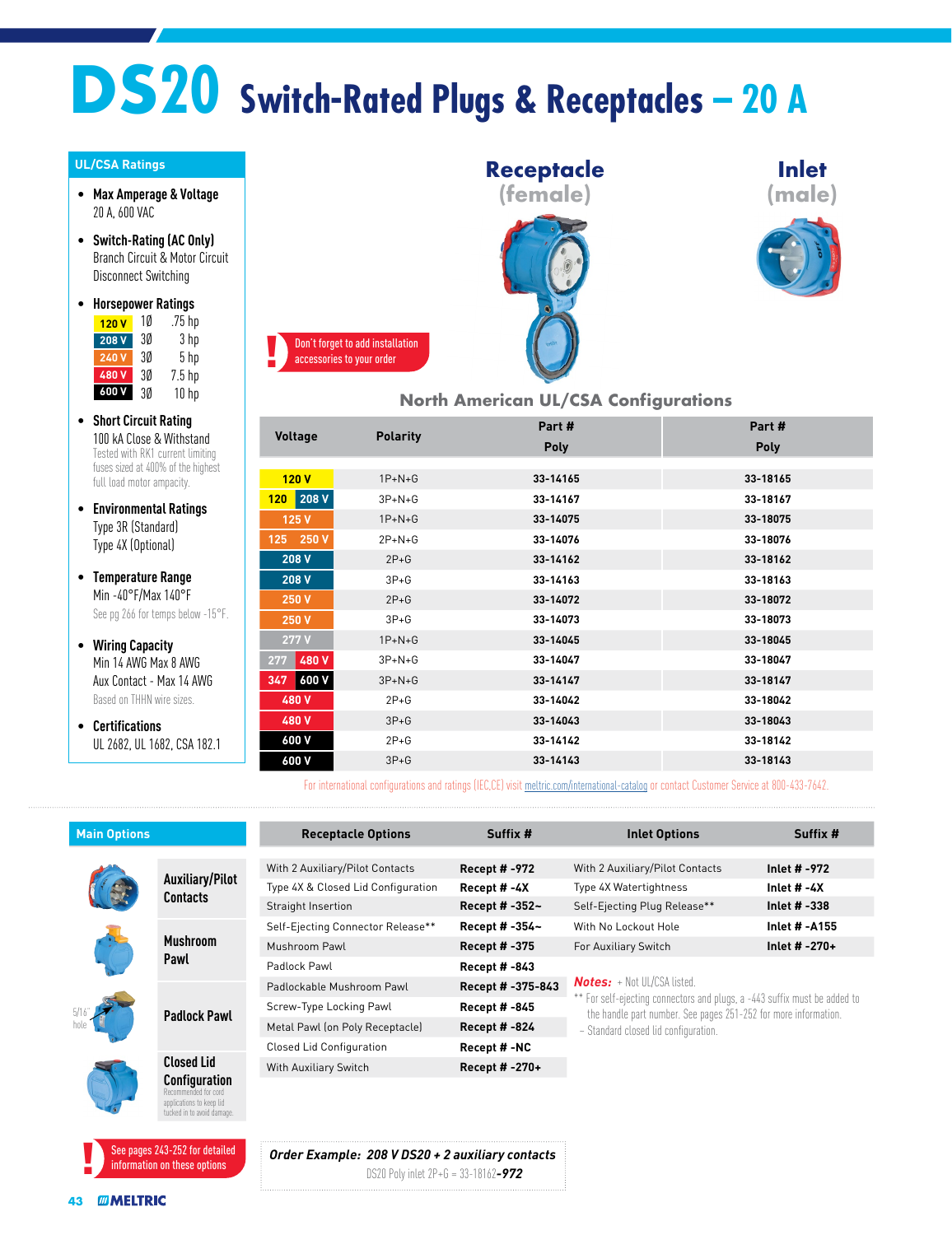# DS20 Switch-Rated Plugs & Receptacles – 20 A

## UL/CSA Ratings

- **Max Amperage & Voltage**
  20 A, 600 VAC
- **Switch-Rating (AC Only)**
  Branch Circuit & Motor Circuit Disconnect Switching
- **Horsepower Ratings**

| Voltage | Phase | HP |
|---|---|---|
| 120 V | 1Ø | .75 hp |
| 208 V | 3Ø | 3 hp |
| 240 V | 3Ø | 5 hp |
| 480 V | 3Ø | 7.5 hp |
| 600 V | 3Ø | 10 hp |

- **Short Circuit Rating**
  100 kA Close & Withstand
  Tested with RK1 current limiting fuses sized at 400% of the highest full load motor ampacity.
- **Environmental Ratings**
  Type 3R (Standard)
  Type 4X (Optional)
- **Temperature Range**
  Min -40°F/Max 140°F
  See pg 266 for temps below -15°F.
- **Wiring Capacity**
  Min 14 AWG Max 8 AWG
  Aux Contact - Max 14 AWG
  Based on THHN wire sizes.
- **Certifications**
  UL 2682, UL 1682, CSA 182.1

**Receptacle (female)**

**Inlet (male)**

! Don't forget to add installation accessories to your order

## North American UL/CSA Configurations

| Voltage | Polarity | Receptacle Part # Poly | Inlet Part # Poly |
|---|---|---|---|
| 120 V | 1P+N+G | 33-14165 | 33-18165 |
| 120 / 208 V | 3P+N+G | 33-14167 | 33-18167 |
| 125 V | 1P+N+G | 33-14075 | 33-18075 |
| 125 / 250 V | 2P+N+G | 33-14076 | 33-18076 |
| 208 V | 2P+G | 33-14162 | 33-18162 |
| 208 V | 3P+G | 33-14163 | 33-18163 |
| 250 V | 2P+G | 33-14072 | 33-18072 |
| 250 V | 3P+G | 33-14073 | 33-18073 |
| 277 V | 1P+N+G | 33-14045 | 33-18045 |
| 277 / 480 V | 3P+N+G | 33-14047 | 33-18047 |
| 347 / 600 V | 3P+N+G | 33-14147 | 33-18147 |
| 480 V | 2P+G | 33-14042 | 33-18042 |
| 480 V | 3P+G | 33-14043 | 33-18043 |
| 600 V | 2P+G | 33-14142 | 33-18142 |
| 600 V | 3P+G | 33-14143 | 33-18143 |

For international configurations and ratings (IEC,CE) visit meltric.com/international-catalog or contact Customer Service at 800-433-7642.

## Main Options

- **Auxiliary/Pilot Contacts**
- **Mushroom Pawl**
- **Padlock Pawl** (5/16" hole)
- **Closed Lid Configuration** — Recommended for cord applications to keep lid tucked in to avoid damage.

! See pages 243-252 for detailed information on these options

| Receptacle Options | Suffix # |
|---|---|
| With 2 Auxiliary/Pilot Contacts | Recept # -972 |
| Type 4X & Closed Lid Configuration | Recept # -4X |
| Straight Insertion | Recept # -352~ |
| Self-Ejecting Connector Release** | Recept # -354~ |
| Mushroom Pawl | Recept # -375 |
| Padlock Pawl | Recept # -843 |
| Padlockable Mushroom Pawl | Recept # -375-843 |
| Screw-Type Locking Pawl | Recept # -845 |
| Metal Pawl (on Poly Receptacle) | Recept # -824 |
| Closed Lid Configuration | Recept # -NC |
| With Auxiliary Switch | Recept # -270+ |

| Inlet Options | Suffix # |
|---|---|
| With 2 Auxiliary/Pilot Contacts | Inlet # -972 |
| Type 4X Watertightness | Inlet # -4X |
| Self-Ejecting Plug Release** | Inlet # -338 |
| With No Lockout Hole | Inlet # -A155 |
| For Auxiliary Switch | Inlet # -270+ |

***Notes:*** + Not UL/CSA listed.
** For self-ejecting connectors and plugs, a -443 suffix must be added to the handle part number. See pages 251-252 for more information.
~ Standard closed lid configuration.

***Order Example:* 208 V DS20 + 2 auxiliary contacts**
DS20 Poly inlet 2P+G = 33-18162-***972***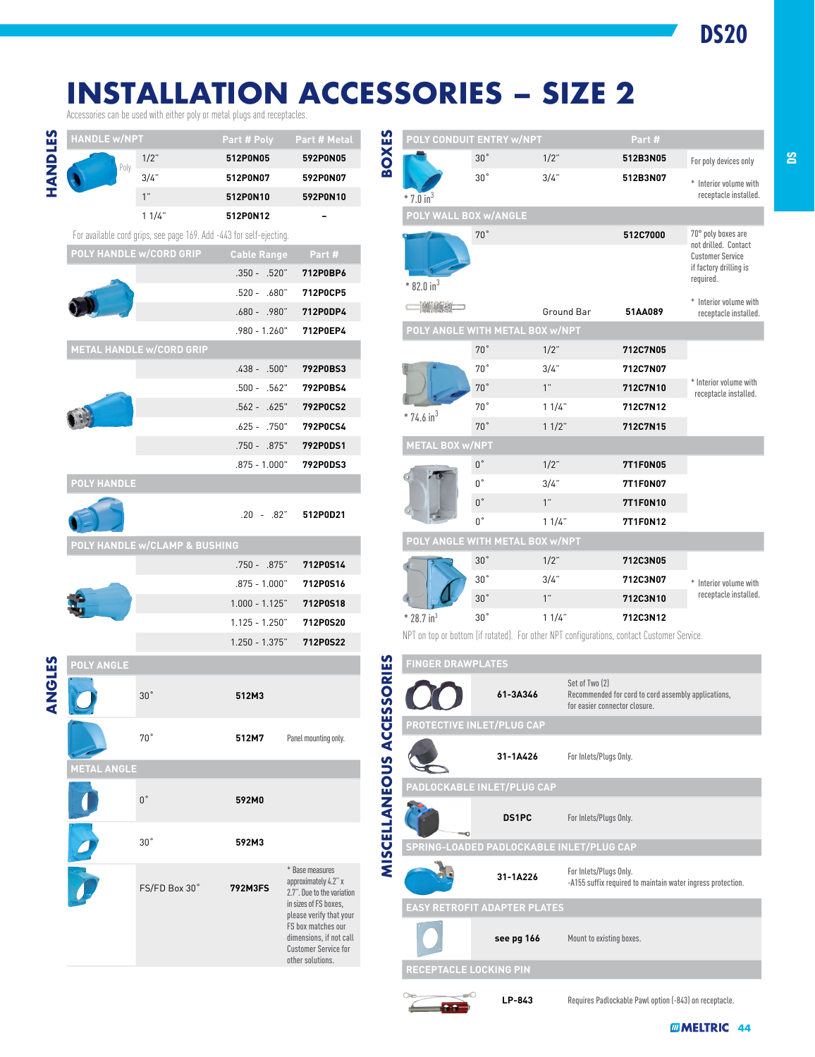# INSTALLATION ACCESSORIES – SIZE 2

Accessories can be used with either poly or metal plugs and receptacles.

## HANDLES

| HANDLE w/NPT | | Part # Poly | Part # Metal |
|---|---|---|---|
| Poly | 1/2" | 512P0N05 | 592P0N05 |
| | 3/4" | 512P0N07 | 592P0N07 |
| | 1" | 512P0N10 | 592P0N10 |
| | 1 1/4" | 512P0N12 | – |

For available cord grips, see page 169. Add -443 for self-ejecting.

| POLY HANDLE w/CORD GRIP | Cable Range | Part # |
|---|---|---|
| | .350 - .520" | 712P0BP6 |
| | .520 - .680" | 712P0CP5 |
| | .680 - .980" | 712P0DP4 |
| | .980 - 1.260" | 712P0EP4 |

| METAL HANDLE w/CORD GRIP | Cable Range | Part # |
|---|---|---|
| | .438 - .500" | 792P0BS3 |
| | .500 - .562" | 792P0BS4 |
| | .562 - .625" | 792P0CS2 |
| | .625 - .750" | 792P0CS4 |
| | .750 - .875" | 792P0DS1 |
| | .875 - 1.000" | 792P0DS3 |

| POLY HANDLE | Cable Range | Part # |
|---|---|---|
| | .20 - .82" | 512P0D21 |

| POLY HANDLE w/CLAMP & BUSHING | Cable Range | Part # |
|---|---|---|
| | .750 - .875" | 712P0S14 |
| | .875 - 1.000" | 712P0S16 |
| | 1.000 - 1.125" | 712P0S18 |
| | 1.125 - 1.250" | 712P0S20 |
| | 1.250 - 1.375" | 712P0S22 |

## ANGLES

| POLY ANGLE | | | |
|---|---|---|---|
| | 30˚ | 512M3 | |
| | 70˚ | 512M7 | Panel mounting only. |

| METAL ANGLE | | | |
|---|---|---|---|
| | 0˚ | 592M0 | |
| | 30˚ | 592M3 | |
| | FS/FD Box 30˚ | 792M3FS | * Base measures approximately 4.2" x 2.7". Due to the variation in sizes of FS boxes, please verify that your FS box matches our dimensions, if not call Customer Service for other solutions. |

## BOXES

| POLY CONDUIT ENTRY w/NPT | | | Part # | |
|---|---|---|---|---|
| * 7.0 in³ | 30˚ | 1/2" | 512B3N05 | For poly devices only |
| | 30˚ | 3/4" | 512B3N07 | * Interior volume with receptacle installed. |

| POLY WALL BOX w/ANGLE | | | | |
|---|---|---|---|---|
| * 82.0 in³ | 70˚ | | 512C7000 | 70° poly boxes are not drilled. Contact Customer Service if factory drilling is required. |
| | | Ground Bar | 51AA089 | * Interior volume with receptacle installed. |

| POLY ANGLE WITH METAL BOX w/NPT | | | | |
|---|---|---|---|---|
| * 74.6 in³ | 70˚ | 1/2" | 712C7N05 | * Interior volume with receptacle installed. |
| | 70˚ | 3/4" | 712C7N07 | |
| | 70˚ | 1" | 712C7N10 | |
| | 70˚ | 1 1/4" | 712C7N12 | |
| | 70˚ | 1 1/2" | 712C7N15 | |

| METAL BOX w/NPT | | | |
|---|---|---|---|
| | 0˚ | 1/2" | 7T1F0N05 |
| | 0˚ | 3/4" | 7T1F0N07 |
| | 0˚ | 1" | 7T1F0N10 |
| | 0˚ | 1 1/4" | 7T1F0N12 |

| POLY ANGLE WITH METAL BOX w/NPT | | | | |
|---|---|---|---|---|
| * 28.7 in³ | 30˚ | 1/2" | 712C3N05 | * Interior volume with receptacle installed. |
| | 30˚ | 3/4" | 712C3N07 | |
| | 30˚ | 1" | 712C3N10 | |
| | 30˚ | 1 1/4" | 712C3N12 | |

NPT on top or bottom (if rotated). For other NPT configurations, contact Customer Service.

## MISCELLANEOUS ACCESSORIES

| Item | Part # | Notes |
|---|---|---|
| FINGER DRAWPLATES | 61-3A346 | Set of Two (2). Recommended for cord to cord assembly applications, for easier connector closure. |
| PROTECTIVE INLET/PLUG CAP | 31-1A426 | For Inlets/Plugs Only. |
| PADLOCKABLE INLET/PLUG CAP | DS1PC | For Inlets/Plugs Only. |
| SPRING-LOADED PADLOCKABLE INLET/PLUG CAP | 31-1A226 | For Inlets/Plugs Only. -A155 suffix required to maintain water ingress protection. |
| EASY RETROFIT ADAPTER PLATES | see pg 166 | Mount to existing boxes. |
| RECEPTACLE LOCKING PIN | LP-843 | Requires Padlockable Pawl option (-843) on receptacle. |